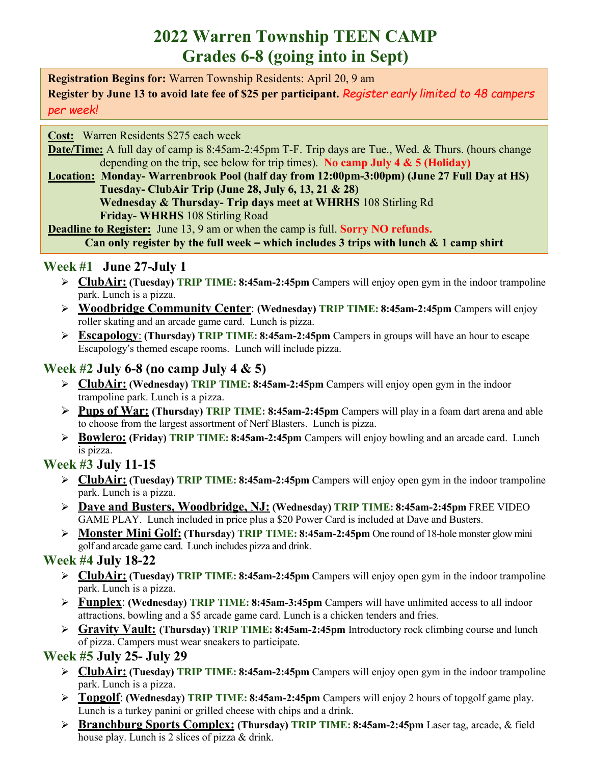# 2022 Warren Township TEEN CAMP
# Grades 6-8 (going into in Sept)

**Registration Begins for:** Warren Township Residents: April 20, 9 am
**Register by June 13 to avoid late fee of $25 per participant.** *Register early limited to 48 campers per week!*

**Cost:** Warren Residents $275 each week
**Date/Time:** A full day of camp is 8:45am-2:45pm T-F. Trip days are Tue., Wed. & Thurs. (hours change depending on the trip, see below for trip times). **No camp July 4 & 5 (Holiday)**
**Location:** **Monday- Warrenbrook Pool (half day from 12:00pm-3:00pm) (June 27 Full Day at HS)**
**Tuesday- ClubAir Trip (June 28, July 6, 13, 21 & 28)**
**Wednesday & Thursday- Trip days meet at WHRHS** 108 Stirling Rd
**Friday- WHRHS** 108 Stirling Road
**Deadline to Register:** June 13, 9 am or when the camp is full. **Sorry NO refunds.**
**Can only register by the full week – which includes 3 trips with lunch & 1 camp shirt**

## Week #1 June 27-July 1

- **ClubAir: (Tuesday) TRIP TIME: 8:45am-2:45pm** Campers will enjoy open gym in the indoor trampoline park. Lunch is a pizza.
- **Woodbridge Community Center: (Wednesday) TRIP TIME: 8:45am-2:45pm** Campers will enjoy roller skating and an arcade game card. Lunch is pizza.
- **Escapology: (Thursday) TRIP TIME: 8:45am-2:45pm** Campers in groups will have an hour to escape Escapology's themed escape rooms. Lunch will include pizza.

## Week #2 July 6-8 (no camp July 4 & 5)

- **ClubAir: (Wednesday) TRIP TIME: 8:45am-2:45pm** Campers will enjoy open gym in the indoor trampoline park. Lunch is a pizza.
- **Pups of War: (Thursday) TRIP TIME: 8:45am-2:45pm** Campers will play in a foam dart arena and able to choose from the largest assortment of Nerf Blasters. Lunch is pizza.
- **Bowlero: (Friday) TRIP TIME: 8:45am-2:45pm** Campers will enjoy bowling and an arcade card. Lunch is pizza.

## Week #3 July 11-15

- **ClubAir: (Tuesday) TRIP TIME: 8:45am-2:45pm** Campers will enjoy open gym in the indoor trampoline park. Lunch is a pizza.
- **Dave and Busters, Woodbridge, NJ: (Wednesday) TRIP TIME: 8:45am-2:45pm** FREE VIDEO GAME PLAY. Lunch included in price plus a $20 Power Card is included at Dave and Busters.
- **Monster Mini Golf: (Thursday) TRIP TIME: 8:45am-2:45pm** One round of 18-hole monster glow mini golf and arcade game card. Lunch includes pizza and drink.

## Week #4 July 18-22

- **ClubAir: (Tuesday) TRIP TIME: 8:45am-2:45pm** Campers will enjoy open gym in the indoor trampoline park. Lunch is a pizza.
- **Funplex: (Wednesday) TRIP TIME: 8:45am-3:45pm** Campers will have unlimited access to all indoor attractions, bowling and a $5 arcade game card. Lunch is a chicken tenders and fries.
- **Gravity Vault: (Thursday) TRIP TIME: 8:45am-2:45pm** Introductory rock climbing course and lunch of pizza. Campers must wear sneakers to participate.

## Week #5 July 25- July 29

- **ClubAir: (Tuesday) TRIP TIME: 8:45am-2:45pm** Campers will enjoy open gym in the indoor trampoline park. Lunch is a pizza.
- **Topgolf: (Wednesday) TRIP TIME: 8:45am-2:45pm** Campers will enjoy 2 hours of topgolf game play. Lunch is a turkey panini or grilled cheese with chips and a drink.
- **Branchburg Sports Complex: (Thursday) TRIP TIME: 8:45am-2:45pm** Laser tag, arcade, & field house play. Lunch is 2 slices of pizza & drink.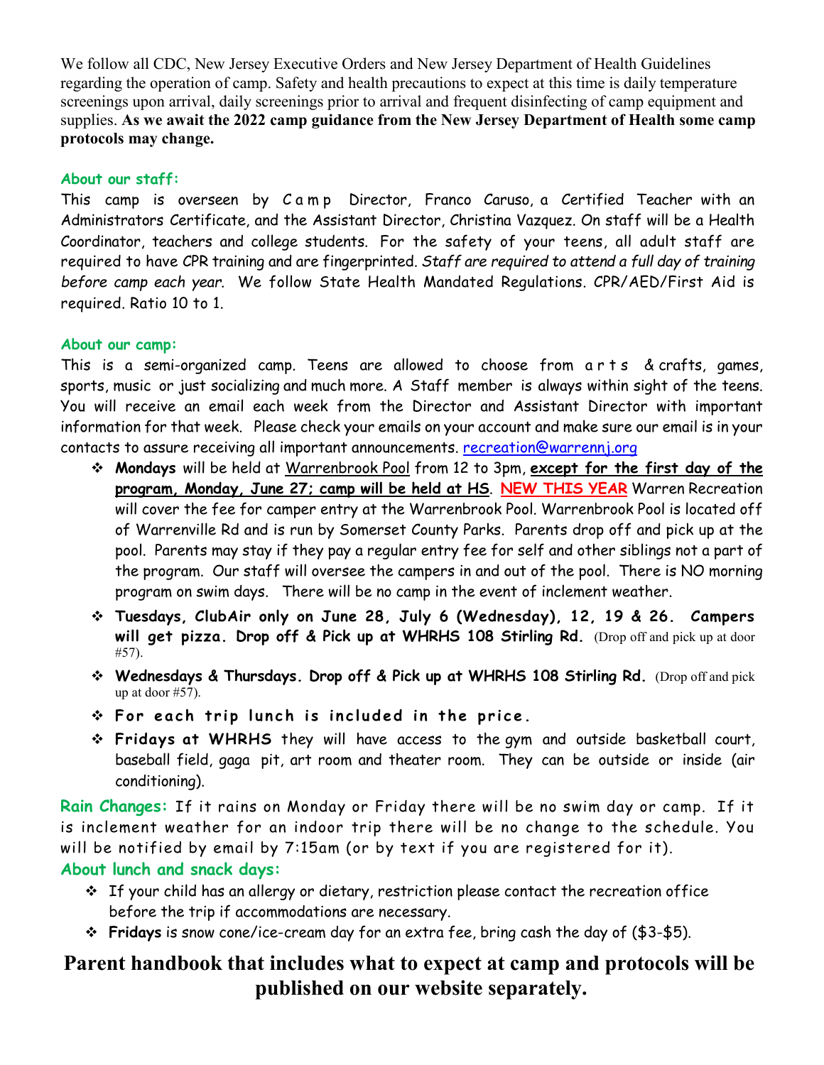We follow all CDC, New Jersey Executive Orders and New Jersey Department of Health Guidelines regarding the operation of camp. Safety and health precautions to expect at this time is daily temperature screenings upon arrival, daily screenings prior to arrival and frequent disinfecting of camp equipment and supplies. **As we await the 2022 camp guidance from the New Jersey Department of Health some camp protocols may change.**

### About our staff:

This camp is overseen by Camp Director, Franco Caruso, a Certified Teacher with an Administrators Certificate, and the Assistant Director, Christina Vazquez. On staff will be a Health Coordinator, teachers and college students. For the safety of your teens, all adult staff are required to have CPR training and are fingerprinted. *Staff are required to attend a full day of training before camp each year.* We follow State Health Mandated Regulations. CPR/AED/First Aid is required. Ratio 10 to 1.

### About our camp:

This is a semi-organized camp. Teens are allowed to choose from arts & crafts, games, sports, music or just socializing and much more. A Staff member is always within sight of the teens. You will receive an email each week from the Director and Assistant Director with important information for that week. Please check your emails on your account and make sure our email is in your contacts to assure receiving all important announcements. recreation@warrennj.org

- **Mondays** will be held at Warrenbrook Pool from 12 to 3pm, **except for the first day of the program, Monday, June 27; camp will be held at HS**. NEW THIS YEAR Warren Recreation will cover the fee for camper entry at the Warrenbrook Pool. Warrenbrook Pool is located off of Warrenville Rd and is run by Somerset County Parks. Parents drop off and pick up at the pool. Parents may stay if they pay a regular entry fee for self and other siblings not a part of the program. Our staff will oversee the campers in and out of the pool. There is NO morning program on swim days. There will be no camp in the event of inclement weather.
- **Tuesdays, ClubAir only on June 28, July 6 (Wednesday), 12, 19 & 26. Campers will get pizza. Drop off & Pick up at WHRHS 108 Stirling Rd.** (Drop off and pick up at door #57).
- **Wednesdays & Thursdays. Drop off & Pick up at WHRHS 108 Stirling Rd.** (Drop off and pick up at door #57).
- **For each trip lunch is included in the price.**
- **Fridays at WHRHS** they will have access to the gym and outside basketball court, baseball field, gaga pit, art room and theater room. They can be outside or inside (air conditioning).

**Rain Changes:** If it rains on Monday or Friday there will be no swim day or camp. If it is inclement weather for an indoor trip there will be no change to the schedule. You will be notified by email by 7:15am (or by text if you are registered for it).

### About lunch and snack days:

- If your child has an allergy or dietary, restriction please contact the recreation office before the trip if accommodations are necessary.
- **Fridays** is snow cone/ice-cream day for an extra fee, bring cash the day of ($3-$5).

## Parent handbook that includes what to expect at camp and protocols will be published on our website separately.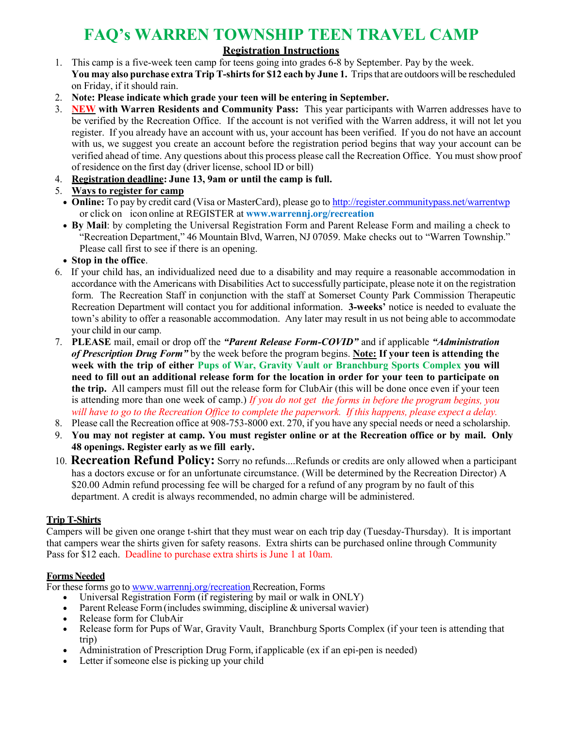# FAQ's WARREN TOWNSHIP TEEN TRAVEL CAMP

## Registration Instructions

1. This camp is a five-week teen camp for teens going into grades 6-8 by September. Pay by the week. **You may also purchase extra Trip T-shirts for $12 each by June 1.** Trips that are outdoors will be rescheduled on Friday, if it should rain.
2. **Note: Please indicate which grade your teen will be entering in September.**
3. **NEW with Warren Residents and Community Pass:** This year participants with Warren addresses have to be verified by the Recreation Office. If the account is not verified with the Warren address, it will not let you register. If you already have an account with us, your account has been verified. If you do not have an account with us, we suggest you create an account before the registration period begins that way your account can be verified ahead of time. Any questions about this process please call the Recreation Office. You must show proof of residence on the first day (driver license, school ID or bill)
4. **Registration deadline: June 13, 9am or until the camp is full.**
5. **Ways to register for camp**
   - **Online:** To pay by credit card (Visa or MasterCard), please go to http://register.communitypass.net/warrentwp or click on icon online at REGISTER at **www.warrennj.org/recreation**
   - **By Mail**: by completing the Universal Registration Form and Parent Release Form and mailing a check to "Recreation Department," 46 Mountain Blvd, Warren, NJ 07059. Make checks out to "Warren Township." Please call first to see if there is an opening.
   - **Stop in the office**.
6. If your child has, an individualized need due to a disability and may require a reasonable accommodation in accordance with the Americans with Disabilities Act to successfully participate, please note it on the registration form. The Recreation Staff in conjunction with the staff at Somerset County Park Commission Therapeutic Recreation Department will contact you for additional information. **3-weeks'** notice is needed to evaluate the town's ability to offer a reasonable accommodation. Any later may result in us not being able to accommodate your child in our camp.
7. **PLEASE** mail, email or drop off the ***"Parent Release Form-COVID"*** and if applicable ***"Administration of Prescription Drug Form"*** by the week before the program begins. **Note: If your teen is attending the week with the trip of either Pups of War, Gravity Vault or Branchburg Sports Complex you will need to fill out an additional release form for the location in order for your teen to participate on the trip.** All campers must fill out the release form for ClubAir (this will be done once even if your teen is attending more than one week of camp.) *If you do not get the forms in before the program begins, you will have to go to the Recreation Office to complete the paperwork. If this happens, please expect a delay.*
8. Please call the Recreation office at 908-753-8000 ext. 270, if you have any special needs or need a scholarship.
9. **You may not register at camp. You must register online or at the Recreation office or by mail. Only 48 openings. Register early as we fill early.**
10. **Recreation Refund Policy:** Sorry no refunds....Refunds or credits are only allowed when a participant has a doctors excuse or for an unfortunate circumstance. (Will be determined by the Recreation Director) A $20.00 Admin refund processing fee will be charged for a refund of any program by no fault of this department. A credit is always recommended, no admin charge will be administered.

## Trip T-Shirts

Campers will be given one orange t-shirt that they must wear on each trip day (Tuesday-Thursday). It is important that campers wear the shirts given for safety reasons. Extra shirts can be purchased online through Community Pass for $12 each. Deadline to purchase extra shirts is June 1 at 10am.

## Forms Needed

For these forms go to www.warrennj.org/recreation Recreation, Forms

- Universal Registration Form (if registering by mail or walk in ONLY)
- Parent Release Form (includes swimming, discipline & universal wavier)
- Release form for ClubAir
- Release form for Pups of War, Gravity Vault, Branchburg Sports Complex (if your teen is attending that trip)
- Administration of Prescription Drug Form, if applicable (ex if an epi-pen is needed)
- Letter if someone else is picking up your child